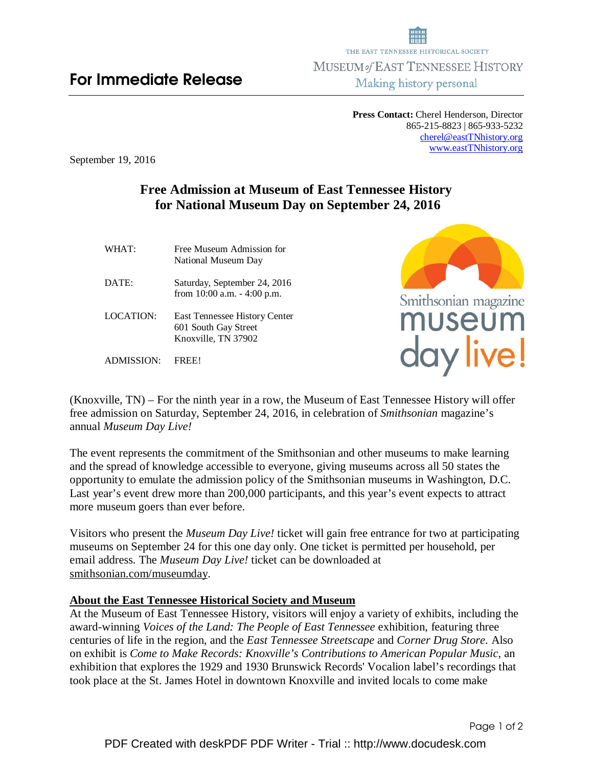THE EAST TENNESSEE HISTORICAL SOCIETY
MUSEUM *of* EAST TENNESSEE HISTORY
Making history personal

# For Immediate Release

**Press Contact:** Cherel Henderson, Director
865-215-8823 | 865-933-5232
cherel@eastTNhistory.org
www.eastTNhistory.org

September 19, 2016

## Free Admission at Museum of East Tennessee History for National Museum Day on September 24, 2016

| | |
|---|---|
| WHAT: | Free Museum Admission for National Museum Day |
| DATE: | Saturday, September 24, 2016 from 10:00 a.m. - 4:00 p.m. |
| LOCATION: | East Tennessee History Center 601 South Gay Street Knoxville, TN 37902 |
| ADMISSION: | FREE! |

Smithsonian magazine museum day live!

(Knoxville, TN) – For the ninth year in a row, the Museum of East Tennessee History will offer free admission on Saturday, September 24, 2016, in celebration of *Smithsonian* magazine's annual *Museum Day Live!*

The event represents the commitment of the Smithsonian and other museums to make learning and the spread of knowledge accessible to everyone, giving museums across all 50 states the opportunity to emulate the admission policy of the Smithsonian museums in Washington, D.C. Last year's event drew more than 200,000 participants, and this year's event expects to attract more museum goers than ever before.

Visitors who present the *Museum Day Live!* ticket will gain free entrance for two at participating museums on September 24 for this one day only. One ticket is permitted per household, per email address. The *Museum Day Live!* ticket can be downloaded at smithsonian.com/museumday.

**About the East Tennessee Historical Society and Museum**

At the Museum of East Tennessee History, visitors will enjoy a variety of exhibits, including the award-winning *Voices of the Land: The People of East Tennessee* exhibition, featuring three centuries of life in the region, and the *East Tennessee Streetscape* and *Corner Drug Store*. Also on exhibit is *Come to Make Records: Knoxville's Contributions to American Popular Music*, an exhibition that explores the 1929 and 1930 Brunswick Records' Vocalion label's recordings that took place at the St. James Hotel in downtown Knoxville and invited locals to come make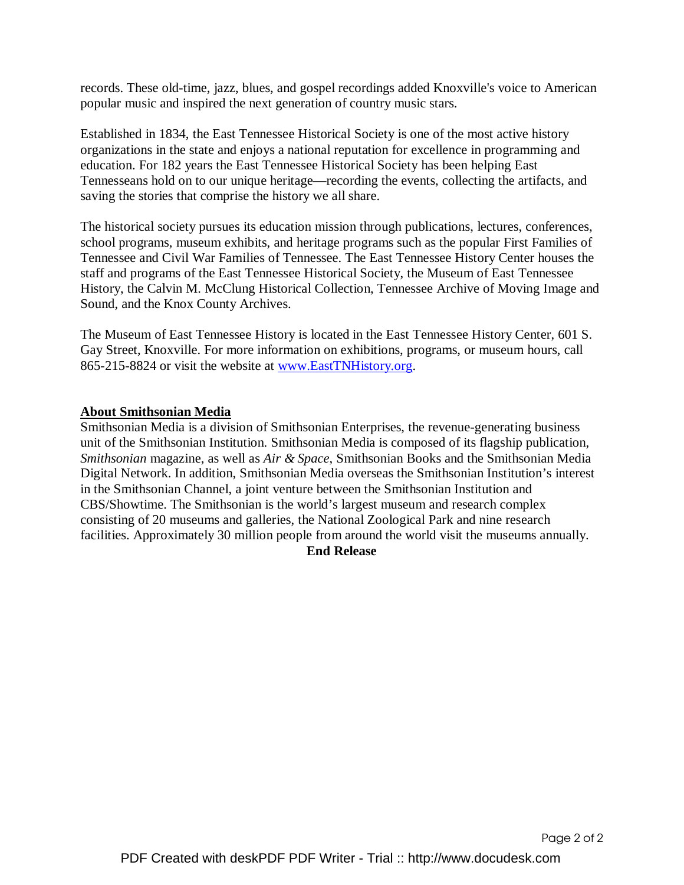records. These old-time, jazz, blues, and gospel recordings added Knoxville's voice to American popular music and inspired the next generation of country music stars.

Established in 1834, the East Tennessee Historical Society is one of the most active history organizations in the state and enjoys a national reputation for excellence in programming and education. For 182 years the East Tennessee Historical Society has been helping East Tennesseans hold on to our unique heritage—recording the events, collecting the artifacts, and saving the stories that comprise the history we all share.

The historical society pursues its education mission through publications, lectures, conferences, school programs, museum exhibits, and heritage programs such as the popular First Families of Tennessee and Civil War Families of Tennessee. The East Tennessee History Center houses the staff and programs of the East Tennessee Historical Society, the Museum of East Tennessee History, the Calvin M. McClung Historical Collection, Tennessee Archive of Moving Image and Sound, and the Knox County Archives.

The Museum of East Tennessee History is located in the East Tennessee History Center, 601 S. Gay Street, Knoxville. For more information on exhibitions, programs, or museum hours, call 865-215-8824 or visit the website at [www.EastTNHistory.org](http://www.EastTNHistory.org).

**About Smithsonian Media**

Smithsonian Media is a division of Smithsonian Enterprises, the revenue-generating business unit of the Smithsonian Institution. Smithsonian Media is composed of its flagship publication, *Smithsonian* magazine, as well as *Air & Space*, Smithsonian Books and the Smithsonian Media Digital Network. In addition, Smithsonian Media overseas the Smithsonian Institution's interest in the Smithsonian Channel, a joint venture between the Smithsonian Institution and CBS/Showtime. The Smithsonian is the world's largest museum and research complex consisting of 20 museums and galleries, the National Zoological Park and nine research facilities. Approximately 30 million people from around the world visit the museums annually.

**End Release**